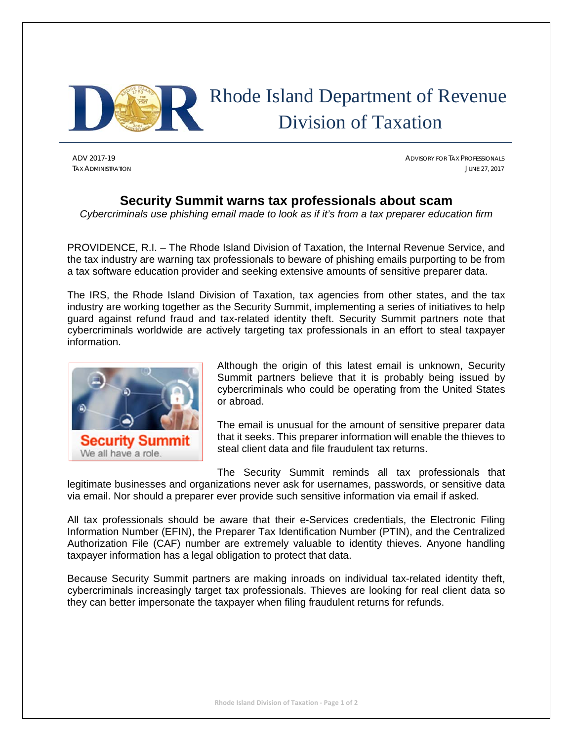# Rhode Island Department of Revenue
# Division of Taxation

ADV 2017-19
TAX ADMINISTRATION

ADVISORY FOR TAX PROFESSIONALS
JUNE 27, 2017

## Security Summit warns tax professionals about scam

*Cybercriminals use phishing email made to look as if it's from a tax preparer education firm*

PROVIDENCE, R.I. – The Rhode Island Division of Taxation, the Internal Revenue Service, and the tax industry are warning tax professionals to beware of phishing emails purporting to be from a tax software education provider and seeking extensive amounts of sensitive preparer data.

The IRS, the Rhode Island Division of Taxation, tax agencies from other states, and the tax industry are working together as the Security Summit, implementing a series of initiatives to help guard against refund fraud and tax-related identity theft. Security Summit partners note that cybercriminals worldwide are actively targeting tax professionals in an effort to steal taxpayer information.

Although the origin of this latest email is unknown, Security Summit partners believe that it is probably being issued by cybercriminals who could be operating from the United States or abroad.

The email is unusual for the amount of sensitive preparer data that it seeks. This preparer information will enable the thieves to steal client data and file fraudulent tax returns.

The Security Summit reminds all tax professionals that legitimate businesses and organizations never ask for usernames, passwords, or sensitive data via email. Nor should a preparer ever provide such sensitive information via email if asked.

All tax professionals should be aware that their e-Services credentials, the Electronic Filing Information Number (EFIN), the Preparer Tax Identification Number (PTIN), and the Centralized Authorization File (CAF) number are extremely valuable to identity thieves. Anyone handling taxpayer information has a legal obligation to protect that data.

Because Security Summit partners are making inroads on individual tax-related identity theft, cybercriminals increasingly target tax professionals. Thieves are looking for real client data so they can better impersonate the taxpayer when filing fraudulent returns for refunds.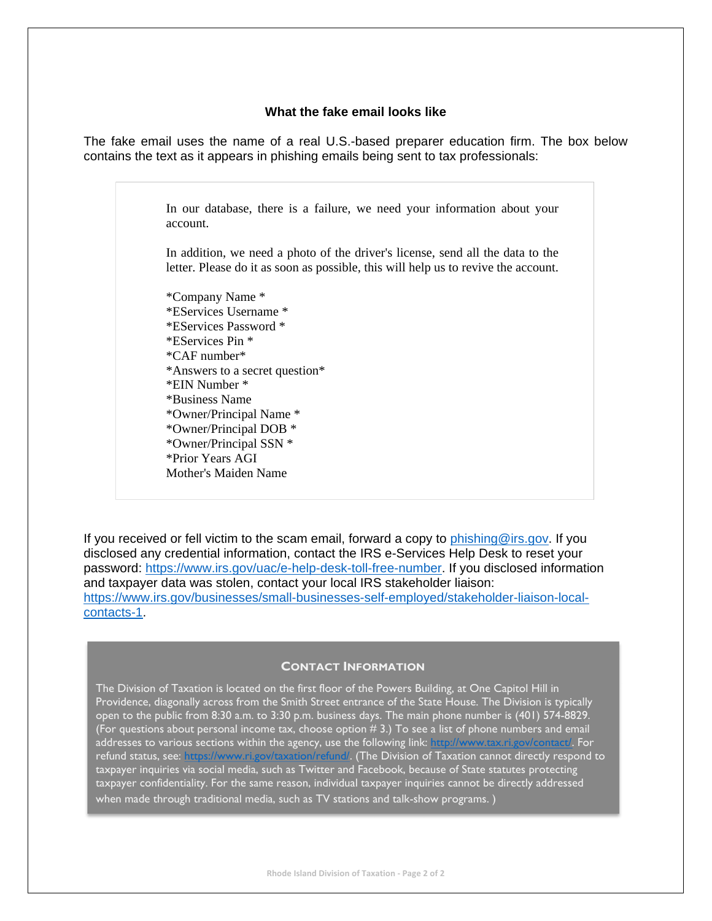### What the fake email looks like

The fake email uses the name of a real U.S.-based preparer education firm. The box below contains the text as it appears in phishing emails being sent to tax professionals:

> In our database, there is a failure, we need your information about your account.
>
> In addition, we need a photo of the driver's license, send all the data to the letter. Please do it as soon as possible, this will help us to revive the account.
>
> *Company Name *
> *EServices Username *
> *EServices Password *
> *EServices Pin *
> *CAF number*
> *Answers to a secret question*
> *EIN Number *
> *Business Name
> *Owner/Principal Name *
> *Owner/Principal DOB *
> *Owner/Principal SSN *
> *Prior Years AGI
> Mother's Maiden Name

If you received or fell victim to the scam email, forward a copy to phishing@irs.gov. If you disclosed any credential information, contact the IRS e-Services Help Desk to reset your password: https://www.irs.gov/uac/e-help-desk-toll-free-number. If you disclosed information and taxpayer data was stolen, contact your local IRS stakeholder liaison: https://www.irs.gov/businesses/small-businesses-self-employed/stakeholder-liaison-local-contacts-1.

#### CONTACT INFORMATION

The Division of Taxation is located on the first floor of the Powers Building, at One Capitol Hill in Providence, diagonally across from the Smith Street entrance of the State House. The Division is typically open to the public from 8:30 a.m. to 3:30 p.m. business days. The main phone number is (401) 574-8829. (For questions about personal income tax, choose option # 3.) To see a list of phone numbers and email addresses to various sections within the agency, use the following link: http://www.tax.ri.gov/contact/. For refund status, see: https://www.ri.gov/taxation/refund/. (The Division of Taxation cannot directly respond to taxpayer inquiries via social media, such as Twitter and Facebook, because of State statutes protecting taxpayer confidentiality. For the same reason, individual taxpayer inquiries cannot be directly addressed when made through traditional media, such as TV stations and talk-show programs. )